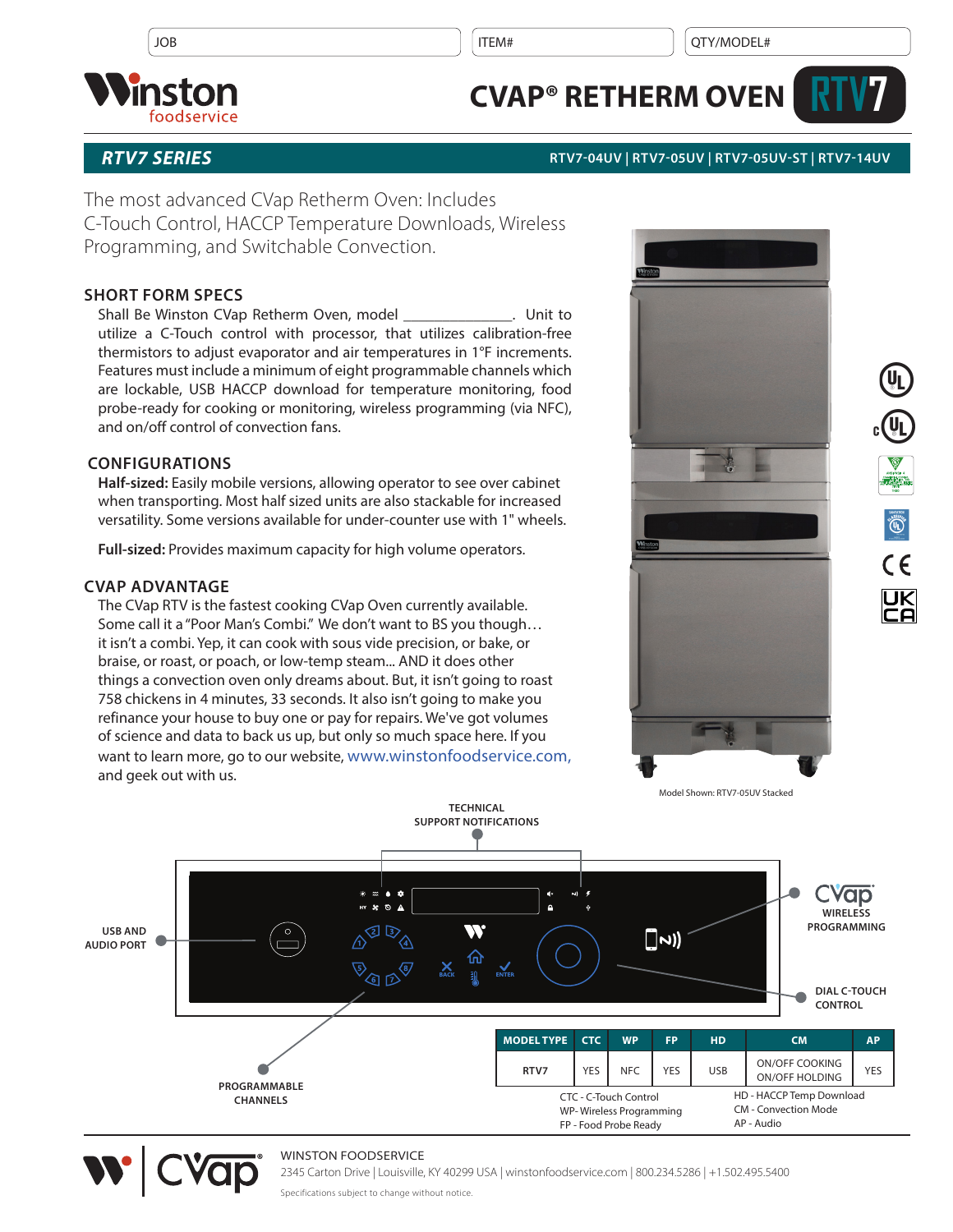| JOB | ITEM# | QTY/MODEL# |
|---|---|---|
| | | |

# CVAP® RETHERM OVEN RTV7

## RTV7 SERIES

RTV7-04UV | RTV7-05UV | RTV7-05UV-ST | RTV7-14UV

The most advanced CVap Retherm Oven: Includes C-Touch Control, HACCP Temperature Downloads, Wireless Programming, and Switchable Convection.

### SHORT FORM SPECS

Shall Be Winston CVap Retherm Oven, model ______________. Unit to utilize a C-Touch control with processor, that utilizes calibration-free thermistors to adjust evaporator and air temperatures in 1°F increments. Features must include a minimum of eight programmable channels which are lockable, USB HACCP download for temperature monitoring, food probe-ready for cooking or monitoring, wireless programming (via NFC), and on/off control of convection fans.

### CONFIGURATIONS

**Half-sized:** Easily mobile versions, allowing operator to see over cabinet when transporting. Most half sized units are also stackable for increased versatility. Some versions available for under-counter use with 1" wheels.

**Full-sized:** Provides maximum capacity for high volume operators.

### CVAP ADVANTAGE

The CVap RTV is the fastest cooking CVap Oven currently available. Some call it a "Poor Man's Combi." We don't want to BS you though… it isn't a combi. Yep, it can cook with sous vide precision, or bake, or braise, or roast, or poach, or low-temp steam... AND it does other things a convection oven only dreams about. But, it isn't going to roast 758 chickens in 4 minutes, 33 seconds. It also isn't going to make you refinance your house to buy one or pay for repairs. We've got volumes of science and data to back us up, but only so much space here. If you want to learn more, go to our website, www.winstonfoodservice.com, and geek out with us.

Model Shown: RTV7-05UV Stacked

TECHNICAL SUPPORT NOTIFICATIONS

USB AND AUDIO PORT

CVap WIRELESS PROGRAMMING

DIAL C-TOUCH CONTROL

PROGRAMMABLE CHANNELS

| MODEL TYPE | CTC | WP | FP | HD | CM | AP |
|---|---|---|---|---|---|---|
| RTV7 | YES | NFC | YES | USB | ON/OFF COOKING ON/OFF HOLDING | YES |

CTC - C-Touch Control
WP- Wireless Programming
FP - Food Probe Ready

HD - HACCP Temp Download
CM - Convection Mode
AP - Audio

WINSTON FOODSERVICE
2345 Carton Drive | Louisville, KY 40299 USA | winstonfoodservice.com | 800.234.5286 | +1.502.495.5400

Specifications subject to change without notice.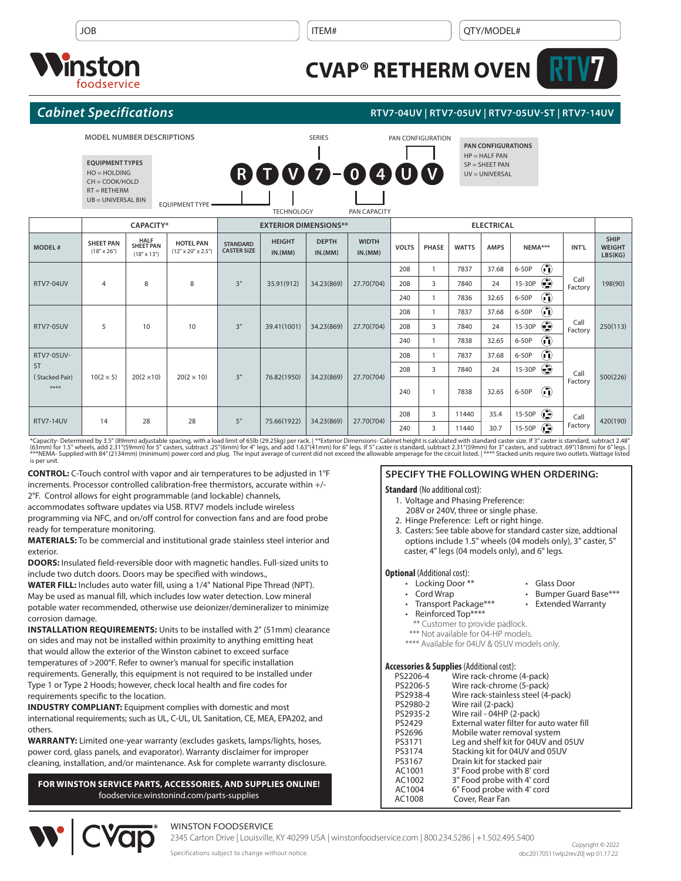JOB | ITEM# | QTY/MODEL#

# CVAP® RETHERM OVEN RTV7

## Cabinet Specifications

**RTV7-04UV | RTV7-05UV | RTV7-05UV-ST | RTV7-14UV**

MODEL NUMBER DESCRIPTIONS

EQUIPMENT TYPES
HO = HOLDING
CH = COOK/HOLD
RT = RETHERM
UB = UNIVERSAL BIN

R T V 7 - 0 4 U V

SERIES | PAN CONFIGURATION | EQUIPMENT TYPE | TECHNOLOGY | PAN CAPACITY

PAN CONFIGURATIONS
HP = HALF PAN
SP = SHEET PAN
UV = UNIVERSAL

| | CAPACITY* | | | EXTERIOR DIMENSIONS** | | | | ELECTRICAL | | | | | | |
|---|---|---|---|---|---|---|---|---|---|---|---|---|---|---|
| MODEL # | SHEET PAN (18" x 26") | HALF SHEET PAN (18" x 13") | HOTEL PAN (12" x 20" x 2.5") | STANDARD CASTER SIZE | HEIGHT IN.(MM) | DEPTH IN.(MM) | WIDTH IN.(MM) | VOLTS | PHASE | WATTS | AMPS | NEMA*** | INT'L | SHIP WEIGHT LBS(KG) |
| RTV7-04UV | 4 | 8 | 8 | 3" | 35.91(912) | 34.23(869) | 27.70(704) | 208 | 1 | 7837 | 37.68 | 6-50P | Call Factory | 198(90) |
| | | | | | | | | 208 | 3 | 7840 | 24 | 15-30P | | |
| | | | | | | | | 240 | 1 | 7836 | 32.65 | 6-50P | | |
| RTV7-05UV | 5 | 10 | 10 | 3" | 39.41(1001) | 34.23(869) | 27.70(704) | 208 | 1 | 7837 | 37.68 | 6-50P | Call Factory | 250(113) |
| | | | | | | | | 208 | 3 | 7840 | 24 | 15-30P | | |
| | | | | | | | | 240 | 1 | 7838 | 32.65 | 6-50P | | |
| RTV7-05UV-ST (Stacked Pair) **** | 10(2 × 5) | 20(2 ×10) | 20(2 × 10) | 3" | 76.82(1950) | 34.23(869) | 27.70(704) | 208 | 1 | 7837 | 37.68 | 6-50P | Call Factory | 500(226) |
| | | | | | | | | 208 | 3 | 7840 | 24 | 15-30P | | |
| | | | | | | | | 240 | 1 | 7838 | 32.65 | 6-50P | | |
| RTV7-14UV | 14 | 28 | 28 | 5" | 75.66(1922) | 34.23(869) | 27.70(704) | 208 | 3 | 11440 | 35.4 | 15-50P | Call Factory | 420(190) |
| | | | | | | | | 240 | 3 | 11440 | 30.7 | 15-50P | | |

*Capacity- Determined by 3.5" (89mm) adjustable spacing, with a load limit of 65lb (29.25kg) per rack. | **Exterior Dimensions- Cabinet height is calculated with standard caster size. If 3" caster is standard, subtract 2.48" (63mm) for 1.5" wheels, add 2.31"(59mm) for 5" casters, subtract .25"(6mm) for 4" legs, and add 1.63"(41mm) for 6" legs. If 5" caster is standard, subtract 2.31"(59mm) for 3" casters, and subtract .69"(18mm) for 6" legs. | ***NEMA- Supplied with 84" (2134mm) (minimum) power cord and plug. The input average of current did not exceed the allowable amperage for the circuit listed. | **** Stacked units require two outlets. Wattage listed is per unit.

**CONTROL:** C-Touch control with vapor and air temperatures to be adjusted in 1°F increments. Processor controlled calibration-free thermistors, accurate within +/- 2°F. Control allows for eight programmable (and lockable) channels, accommodates software updates via USB. RTV7 models include wireless programming via NFC, and on/off control for convection fans and are food probe ready for temperature monitoring.

**MATERIALS:** To be commercial and institutional grade stainless steel interior and exterior.

**DOORS:** Insulated field-reversible door with magnetic handles. Full-sized units to include two dutch doors. Doors may be specified with windows.,

**WATER FILL:** Includes auto water fill, using a 1/4" National Pipe Thread (NPT). May be used as manual fill, which includes low water detection. Low mineral potable water recommended, otherwise use deionizer/demineralizer to minimize corrosion damage.

**INSTALLATION REQUIREMENTS:** Units to be installed with 2" (51mm) clearance on sides and may not be installed within proximity to anything emitting heat that would allow the exterior of the Winston cabinet to exceed surface temperatures of >200°F. Refer to owner's manual for specific installation requirements. Generally, this equipment is not required to be installed under Type 1 or Type 2 Hoods; however, check local health and fire codes for requirements specific to the location.

**INDUSTRY COMPLIANT:** Equipment complies with domestic and most international requirements; such as UL, C-UL, UL Sanitation, CE, MEA, EPA202, and others.

**WARRANTY:** Limited one-year warranty (excludes gaskets, lamps/lights, hoses, power cord, glass panels, and evaporator). Warranty disclaimer for improper cleaning, installation, and/or maintenance. Ask for complete warranty disclosure.

**FOR WINSTON SERVICE PARTS, ACCESSORIES, AND SUPPLIES ONLINE!**
foodservice.winstonind.com/parts-supplies

### SPECIFY THE FOLLOWING WHEN ORDERING:

**Standard** (No additional cost):

1. Voltage and Phasing Preference:
   208V or 240V, three or single phase.
2. Hinge Preference: Left or right hinge.
3. Casters: See table above for standard caster size, addtional options include 1.5" wheels (04 models only), 3" caster, 5" caster, 4" legs (04 models only), and 6" legs.

**Optional** (Additional cost):

- Locking Door **
- Cord Wrap
- Transport Package***
- Reinforced Top****
- Glass Door
- Bumper Guard Base***
- Extended Warranty

** Customer to provide padlock.
*** Not available for 04-HP models.
**** Available for 04UV & 05UV models only.

**Accessories & Supplies** (Additional cost):

| | |
|---|---|
| PS2206-4 | Wire rack-chrome (4-pack) |
| PS2206-5 | Wire rack-chrome (5-pack) |
| PS2938-4 | Wire rack-stainless steel (4-pack) |
| PS2980-2 | Wire rail (2-pack) |
| PS2935-2 | Wire rail - 04HP (2-pack) |
| PS2429 | External water filter for auto water fill |
| PS2696 | Mobile water removal system |
| PS3171 | Leg and shelf kit for 04UV and 05UV |
| PS3174 | Stacking kit for 04UV and 05UV |
| PS3167 | Drain kit for stacked pair |
| AC1001 | 3" Food probe with 8' cord |
| AC1002 | 3" Food probe with 4' cord |
| AC1004 | 6" Food probe with 4' cord |
| AC1008 | Cover, Rear Fan |

WINSTON FOODSERVICE
2345 Carton Drive | Louisville, KY 40299 USA | winstonfoodservice.com | 800.234.5286 | +1.502.495.5400

Specifications subject to change without notice.

Copyright © 2022
doc20170511wlp2rev20| wp 01.17.22